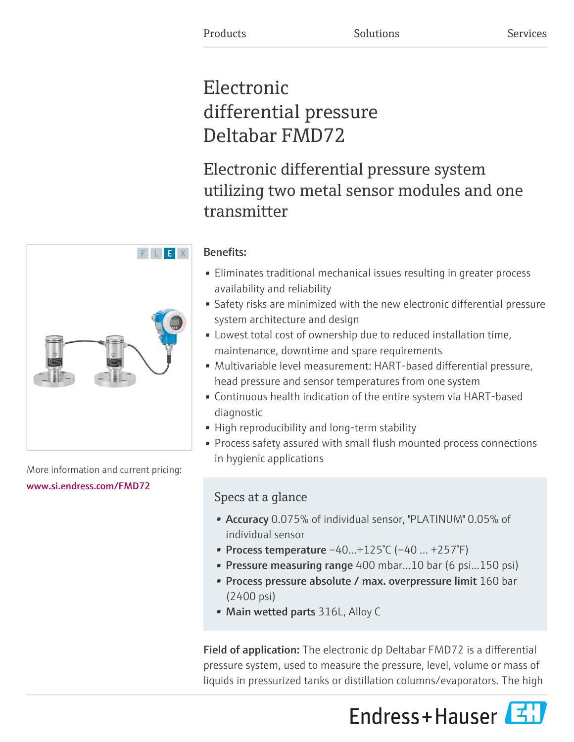Products Solutions Services

# Electronic differential pressure Deltabar FMD72

## Electronic differential pressure system utilizing two metal sensor modules and one transmitter

F L E X

More information and current pricing:
www.si.endress.com/FMD72

**Benefits:**

- Eliminates traditional mechanical issues resulting in greater process availability and reliability
- Safety risks are minimized with the new electronic differential pressure system architecture and design
- Lowest total cost of ownership due to reduced installation time, maintenance, downtime and spare requirements
- Multivariable level measurement: HART-based differential pressure, head pressure and sensor temperatures from one system
- Continuous health indication of the entire system via HART-based diagnostic
- High reproducibility and long-term stability
- Process safety assured with small flush mounted process connections in hygienic applications

### Specs at a glance

- **Accuracy** 0.075% of individual sensor, "PLATINUM" 0.05% of individual sensor
- **Process temperature** −40...+125°C (−40 ... +257°F)
- **Pressure measuring range** 400 mbar...10 bar (6 psi...150 psi)
- **Process pressure absolute / max. overpressure limit** 160 bar (2400 psi)
- **Main wetted parts** 316L, Alloy C

**Field of application:** The electronic dp Deltabar FMD72 is a differential pressure system, used to measure the pressure, level, volume or mass of liquids in pressurized tanks or distillation columns/evaporators. The high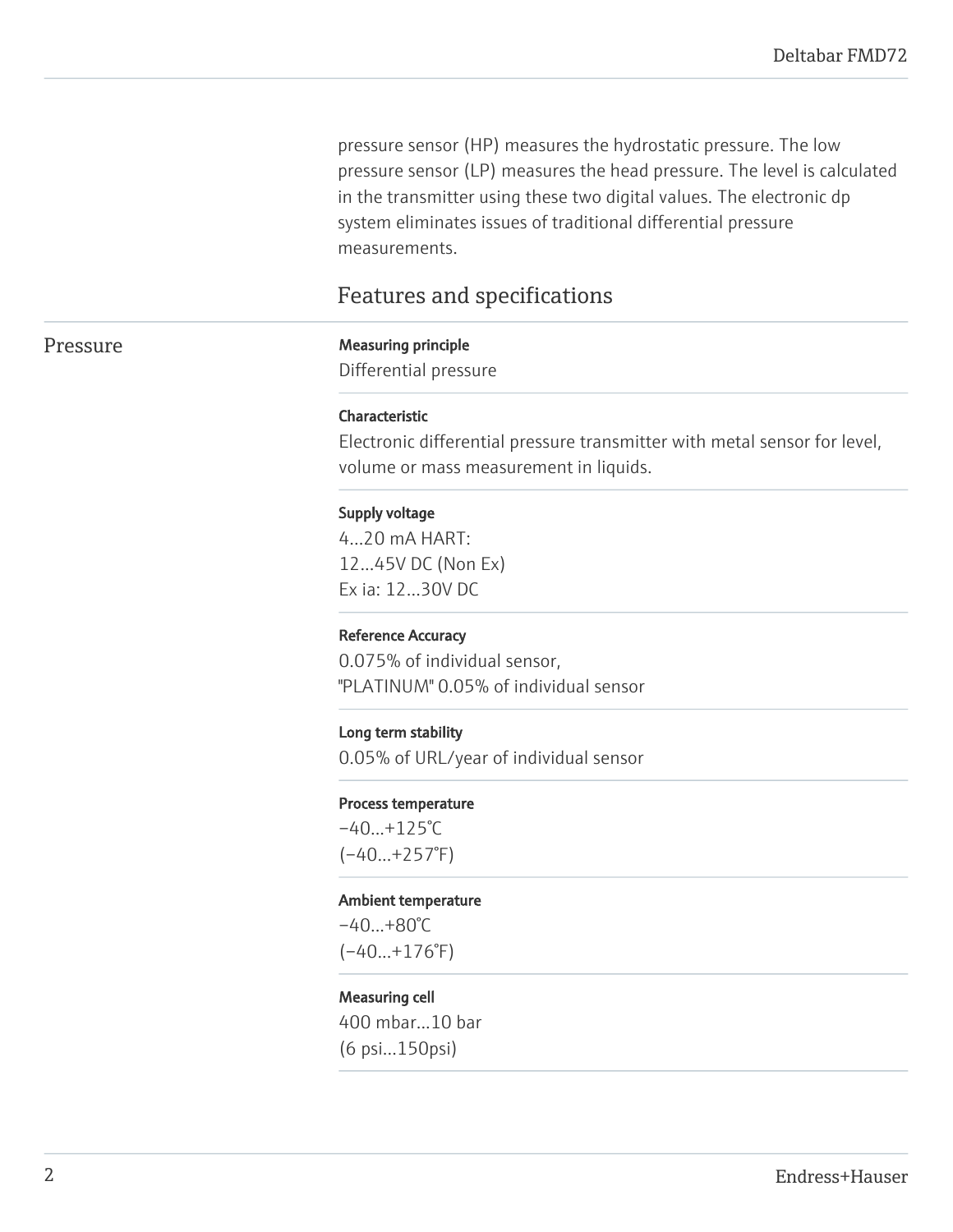pressure sensor (HP) measures the hydrostatic pressure. The low pressure sensor (LP) measures the head pressure. The level is calculated in the transmitter using these two digital values. The electronic dp system eliminates issues of traditional differential pressure measurements.

## Features and specifications

### Pressure

**Measuring principle**
Differential pressure

**Characteristic**
Electronic differential pressure transmitter with metal sensor for level, volume or mass measurement in liquids.

**Supply voltage**
4...20 mA HART:
12...45V DC (Non Ex)
Ex ia: 12...30V DC

**Reference Accuracy**
0.075% of individual sensor,
"PLATINUM" 0.05% of individual sensor

**Long term stability**
0.05% of URL/year of individual sensor

**Process temperature**
−40...+125°C
(−40...+257°F)

**Ambient temperature**
−40...+80°C
(−40...+176°F)

**Measuring cell**
400 mbar...10 bar
(6 psi...150psi)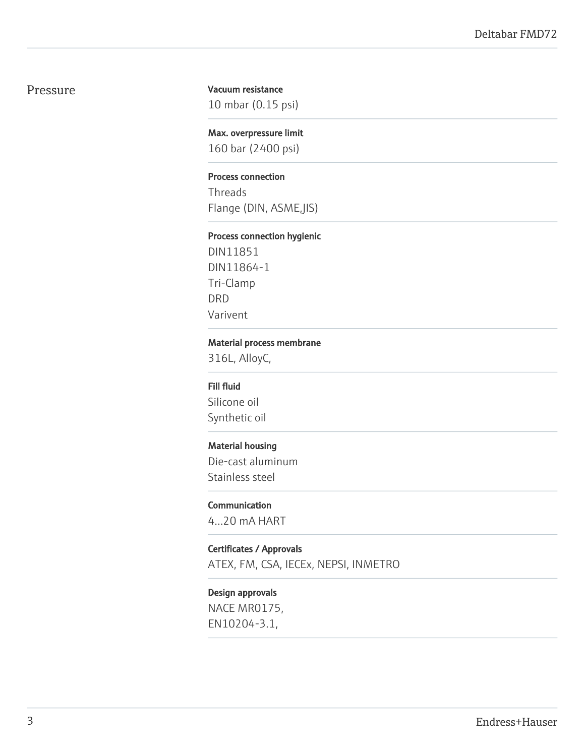## Pressure

**Vacuum resistance**

10 mbar (0.15 psi)

**Max. overpressure limit**

160 bar (2400 psi)

**Process connection**

Threads
Flange (DIN, ASME,JIS)

**Process connection hygienic**

DIN11851
DIN11864-1
Tri-Clamp
DRD
Varivent

**Material process membrane**

316L, AlloyC,

**Fill fluid**

Silicone oil
Synthetic oil

**Material housing**

Die-cast aluminum
Stainless steel

**Communication**

4...20 mA HART

**Certificates / Approvals**

ATEX, FM, CSA, IECEx, NEPSI, INMETRO

**Design approvals**

NACE MR0175,
EN10204-3.1,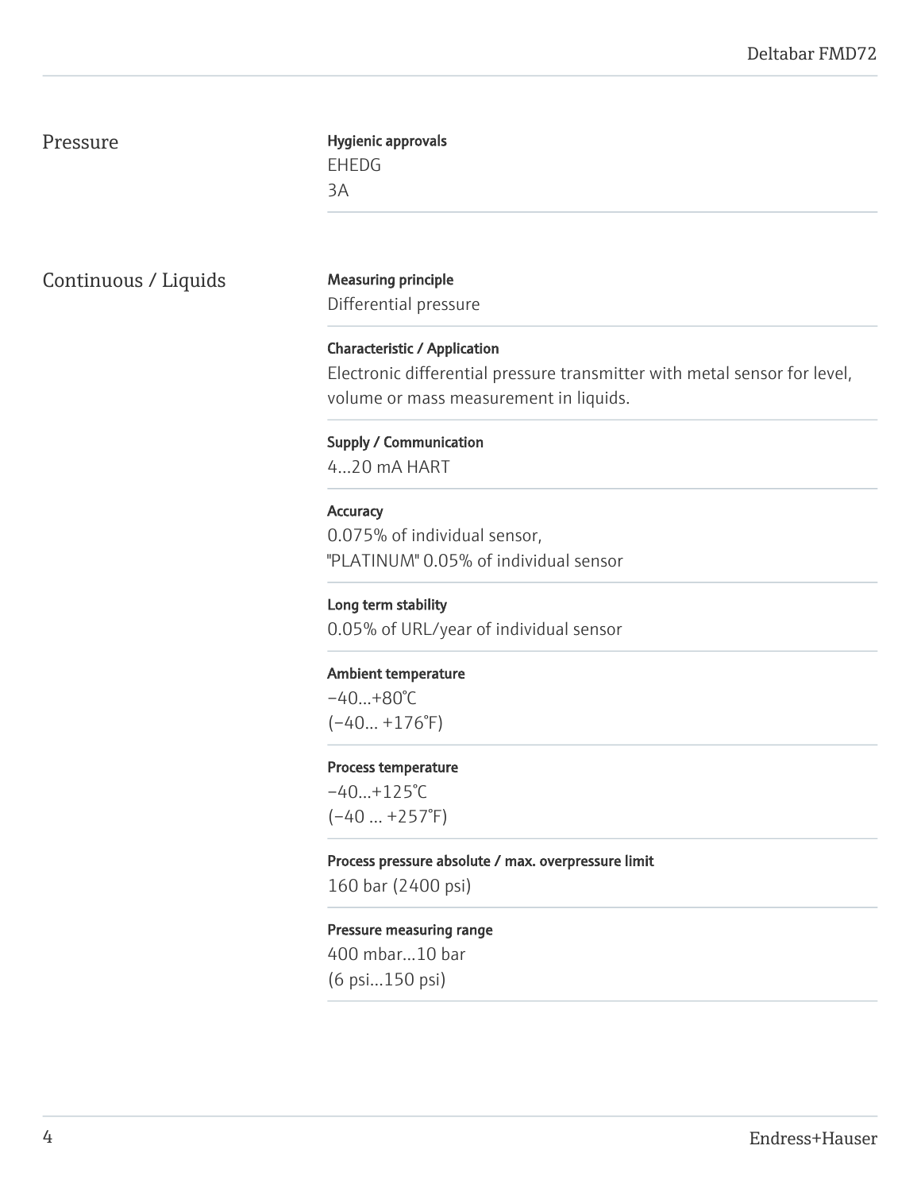## Pressure

**Hygienic approvals**

EHEDG
3A

## Continuous / Liquids

**Measuring principle**

Differential pressure

**Characteristic / Application**

Electronic differential pressure transmitter with metal sensor for level, volume or mass measurement in liquids.

**Supply / Communication**

4...20 mA HART

**Accuracy**

0.075% of individual sensor,
"PLATINUM" 0.05% of individual sensor

**Long term stability**

0.05% of URL/year of individual sensor

**Ambient temperature**

−40...+80°C
(−40... +176°F)

**Process temperature**

−40...+125°C
(−40 ... +257°F)

**Process pressure absolute / max. overpressure limit**

160 bar (2400 psi)

**Pressure measuring range**

400 mbar...10 bar
(6 psi...150 psi)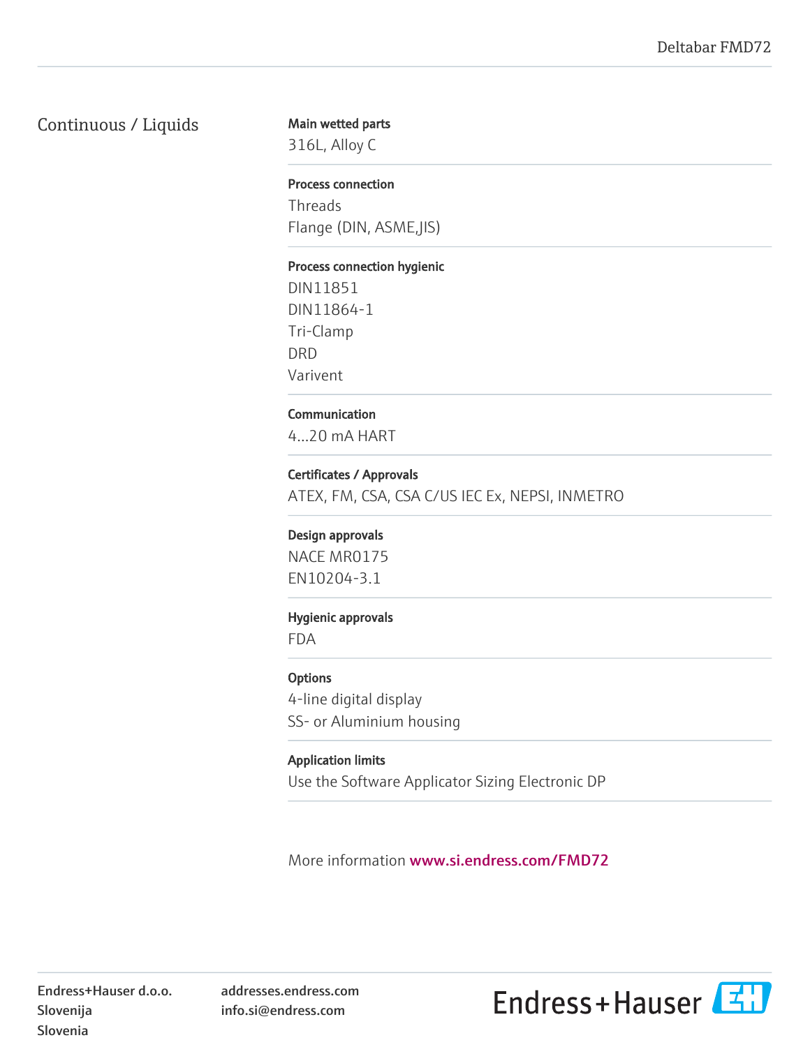## Continuous / Liquids

**Main wetted parts**

316L, Alloy C

**Process connection**

Threads

Flange (DIN, ASME,JIS)

**Process connection hygienic**

DIN11851

DIN11864-1

Tri-Clamp

DRD

Varivent

**Communication**

4...20 mA HART

**Certificates / Approvals**

ATEX, FM, CSA, CSA C/US IEC Ex, NEPSI, INMETRO

**Design approvals**

NACE MR0175

EN10204-3.1

**Hygienic approvals**

FDA

**Options**

4-line digital display

SS- or Aluminium housing

**Application limits**

Use the Software Applicator Sizing Electronic DP

More information **www.si.endress.com/FMD72**

Endress+Hauser d.o.o.
Slovenija
Slovenia

addresses.endress.com
info.si@endress.com